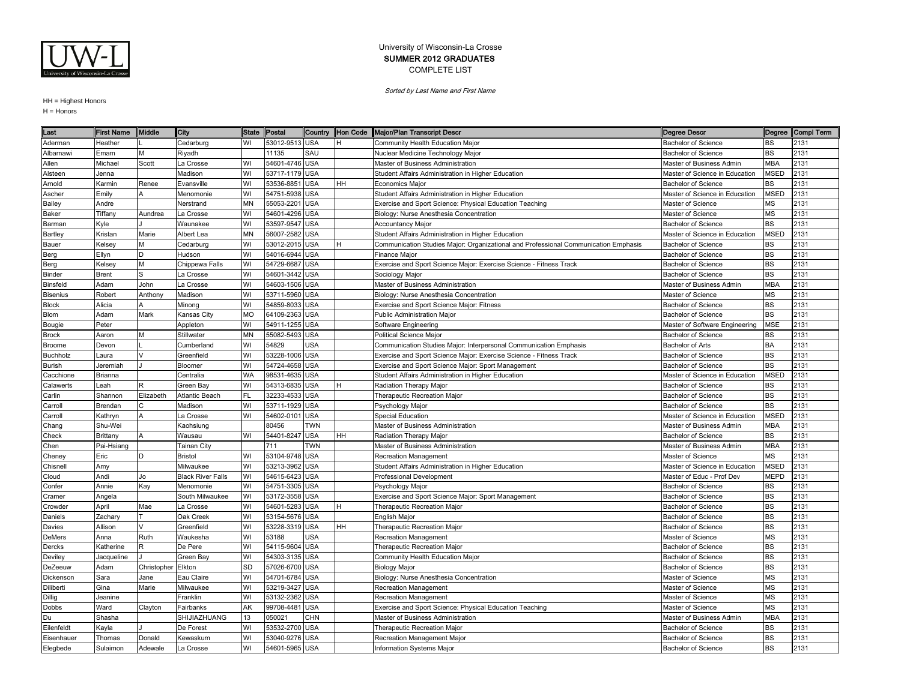University of Wisconsin-La Crosse
**SUMMER 2012 GRADUATES**
COMPLETE LIST

*Sorted by Last Name and First Name*

HH = Highest Honors
H = Honors

| Last | First Name | Middle | City | State | Postal | Country | Hon Code | Major/Plan Transcript Descr | Degree Descr | Degree | Compl Term |
|---|---|---|---|---|---|---|---|---|---|---|---|
| Aderman | Heather | L | Cedarburg | WI | 53012-9513 | USA | H | Community Health Education Major | Bachelor of Science | BS | 2131 |
| Albarnawi | Emam | M | Riyadh | | 11135 | SAU | | Nuclear Medicine Technology Major | Bachelor of Science | BS | 2131 |
| Allen | Michael | Scott | La Crosse | WI | 54601-4746 | USA | | Master of Business Administration | Master of Business Admin | MBA | 2131 |
| Alsteen | Jenna | | Madison | WI | 53717-1179 | USA | | Student Affairs Administration in Higher Education | Master of Science in Education | MSED | 2131 |
| Arnold | Karmin | Renee | Evansville | WI | 53536-8851 | USA | HH | Economics Major | Bachelor of Science | BS | 2131 |
| Ascher | Emily | A | Menomonie | WI | 54751-5938 | USA | | Student Affairs Administration in Higher Education | Master of Science in Education | MSED | 2131 |
| Bailey | Andre | | Nerstrand | MN | 55053-2201 | USA | | Exercise and Sport Science: Physical Education Teaching | Master of Science | MS | 2131 |
| Baker | Tiffany | Aundrea | La Crosse | WI | 54601-4296 | USA | | Biology: Nurse Anesthesia Concentration | Master of Science | MS | 2131 |
| Barman | Kyle | J | Waunakee | WI | 53597-9547 | USA | | Accountancy Major | Bachelor of Science | BS | 2131 |
| Bartley | Kristan | Marie | Albert Lea | MN | 56007-2582 | USA | | Student Affairs Administration in Higher Education | Master of Science in Education | MSED | 2131 |
| Bauer | Kelsey | M | Cedarburg | WI | 53012-2015 | USA | H | Communication Studies Major: Organizational and Professional Communication Emphasis | Bachelor of Science | BS | 2131 |
| Berg | Ellyn | D | Hudson | WI | 54016-6944 | USA | | Finance Major | Bachelor of Science | BS | 2131 |
| Berg | Kelsey | M | Chippewa Falls | WI | 54729-6687 | USA | | Exercise and Sport Science Major: Exercise Science - Fitness Track | Bachelor of Science | BS | 2131 |
| Binder | Brent | S | La Crosse | WI | 54601-3442 | USA | | Sociology Major | Bachelor of Science | BS | 2131 |
| Binsfeld | Adam | John | La Crosse | WI | 54603-1506 | USA | | Master of Business Administration | Master of Business Admin | MBA | 2131 |
| Bisenius | Robert | Anthony | Madison | WI | 53711-5960 | USA | | Biology: Nurse Anesthesia Concentration | Master of Science | MS | 2131 |
| Block | Alicia | A | Minong | WI | 54859-8033 | USA | | Exercise and Sport Science Major: Fitness | Bachelor of Science | BS | 2131 |
| Blom | Adam | Mark | Kansas City | MO | 64109-2363 | USA | | Public Administration Major | Bachelor of Science | BS | 2131 |
| Bougie | Peter | | Appleton | WI | 54911-1255 | USA | | Software Engineering | Master of Software Engineering | MSE | 2131 |
| Brock | Aaron | M | Stillwater | MN | 55082-5493 | USA | | Political Science Major | Bachelor of Science | BS | 2131 |
| Broome | Devon | L | Cumberland | WI | 54829 | USA | | Communication Studies Major: Interpersonal Communication Emphasis | Bachelor of Arts | BA | 2131 |
| Buchholz | Laura | V | Greenfield | WI | 53228-1006 | USA | | Exercise and Sport Science Major: Exercise Science - Fitness Track | Bachelor of Science | BS | 2131 |
| Burish | Jeremiah | J | Bloomer | WI | 54724-4658 | USA | | Exercise and Sport Science Major: Sport Management | Bachelor of Science | BS | 2131 |
| Cacchione | Brianna | | Centralia | WA | 98531-4635 | USA | | Student Affairs Administration in Higher Education | Master of Science in Education | MSED | 2131 |
| Calawerts | Leah | R | Green Bay | WI | 54313-6835 | USA | H | Radiation Therapy Major | Bachelor of Science | BS | 2131 |
| Carlin | Shannon | Elizabeth | Atlantic Beach | FL | 32233-4533 | USA | | Therapeutic Recreation Major | Bachelor of Science | BS | 2131 |
| Carroll | Brendan | C | Madison | WI | 53711-1929 | USA | | Psychology Major | Bachelor of Science | BS | 2131 |
| Carroll | Kathryn | A | La Crosse | WI | 54602-0101 | USA | | Special Education | Master of Science in Education | MSED | 2131 |
| Chang | Shu-Wei | | Kaohsiung | | 80456 | TWN | | Master of Business Administration | Master of Business Admin | MBA | 2131 |
| Check | Brittany | A | Wausau | WI | 54401-8247 | USA | HH | Radiation Therapy Major | Bachelor of Science | BS | 2131 |
| Chen | Pai-Hsiang | | Tainan City | | 711 | TWN | | Master of Business Administration | Master of Business Admin | MBA | 2131 |
| Cheney | Eric | D | Bristol | WI | 53104-9748 | USA | | Recreation Management | Master of Science | MS | 2131 |
| Chisnell | Amy | | Milwaukee | WI | 53213-3962 | USA | | Student Affairs Administration in Higher Education | Master of Science in Education | MSED | 2131 |
| Cloud | Andi | Jo | Black River Falls | WI | 54615-6423 | USA | | Professional Development | Master of Educ - Prof Dev | MEPD | 2131 |
| Confer | Annie | Kay | Menomonie | WI | 54751-3305 | USA | | Psychology Major | Bachelor of Science | BS | 2131 |
| Cramer | Angela | | South Milwaukee | WI | 53172-3558 | USA | | Exercise and Sport Science Major: Sport Management | Bachelor of Science | BS | 2131 |
| Crowder | April | Mae | La Crosse | WI | 54601-5283 | USA | H | Therapeutic Recreation Major | Bachelor of Science | BS | 2131 |
| Daniels | Zachary | T | Oak Creek | WI | 53154-5676 | USA | | English Major | Bachelor of Science | BS | 2131 |
| Davies | Allison | V | Greenfield | WI | 53228-3319 | USA | HH | Therapeutic Recreation Major | Bachelor of Science | BS | 2131 |
| DeMers | Anna | Ruth | Waukesha | WI | 53188 | USA | | Recreation Management | Master of Science | MS | 2131 |
| Dercks | Katherine | R | De Pere | WI | 54115-9604 | USA | | Therapeutic Recreation Major | Bachelor of Science | BS | 2131 |
| Deviley | Jacqueline | J | Green Bay | WI | 54303-3135 | USA | | Community Health Education Major | Bachelor of Science | BS | 2131 |
| DeZeeuw | Adam | Christopher | Elkton | SD | 57026-6700 | USA | | Biology Major | Bachelor of Science | BS | 2131 |
| Dickenson | Sara | Jane | Eau Claire | WI | 54701-6784 | USA | | Biology: Nurse Anesthesia Concentration | Master of Science | MS | 2131 |
| Diliberti | Gina | Marie | Milwaukee | WI | 53219-3427 | USA | | Recreation Management | Master of Science | MS | 2131 |
| Dillig | Jeanine | | Franklin | WI | 53132-2362 | USA | | Recreation Management | Master of Science | MS | 2131 |
| Dobbs | Ward | Clayton | Fairbanks | AK | 99708-4481 | USA | | Exercise and Sport Science: Physical Education Teaching | Master of Science | MS | 2131 |
| Du | Shasha | | SHIJIAZHUANG | 13 | 050021 | CHN | | Master of Business Administration | Master of Business Admin | MBA | 2131 |
| Eilenfeldt | Kayla | J | De Forest | WI | 53532-2700 | USA | | Therapeutic Recreation Major | Bachelor of Science | BS | 2131 |
| Eisenhauer | Thomas | Donald | Kewaskum | WI | 53040-9276 | USA | | Recreation Management Major | Bachelor of Science | BS | 2131 |
| Elegbede | Sulaimon | Adewale | La Crosse | WI | 54601-5965 | USA | | Information Systems Major | Bachelor of Science | BS | 2131 |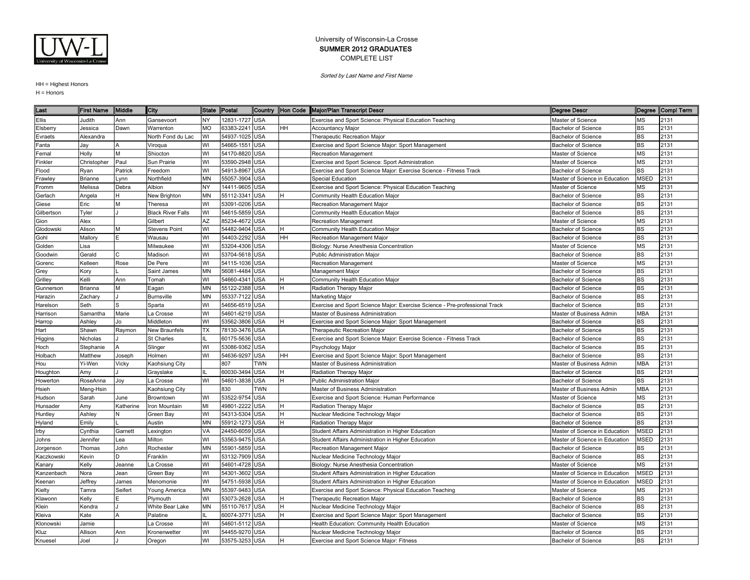University of Wisconsin-La Crosse
**SUMMER 2012 GRADUATES**
COMPLETE LIST

*Sorted by Last Name and First Name*

HH = Highest Honors
H = Honors

| Last | First Name | Middle | City | State | Postal | Country | Hon Code | Major/Plan Transcript Descr | Degree Descr | Degree | Compl Term |
|---|---|---|---|---|---|---|---|---|---|---|---|
| Ellis | Judith | Ann | Gansevoort | NY | 12831-1727 | USA | | Exercise and Sport Science: Physical Education Teaching | Master of Science | MS | 2131 |
| Elsberry | Jessica | Dawn | Warrenton | MO | 63383-2241 | USA | HH | Accountancy Major | Bachelor of Science | BS | 2131 |
| Evraets | Alexandra | | North Fond du Lac | WI | 54937-1025 | USA | | Therapeutic Recreation Major | Bachelor of Science | BS | 2131 |
| Fanta | Jay | A | Viroqua | WI | 54665-1551 | USA | | Exercise and Sport Science Major: Sport Management | Bachelor of Science | BS | 2131 |
| Femal | Holly | M | Shiocton | WI | 54170-8820 | USA | | Recreation Management | Master of Science | MS | 2131 |
| Finkler | Christopher | Paul | Sun Prairie | WI | 53590-2948 | USA | | Exercise and Sport Science: Sport Administration | Master of Science | MS | 2131 |
| Flood | Ryan | Patrick | Freedom | WI | 54913-8967 | USA | | Exercise and Sport Science Major: Exercise Science - Fitness Track | Bachelor of Science | BS | 2131 |
| Frawley | Brianne | Lynn | Northfield | MN | 55057-3904 | USA | | Special Education | Master of Science in Education | MSED | 2131 |
| Fromm | Melissa | Debra | Albion | NY | 14411-9605 | USA | | Exercise and Sport Science: Physical Education Teaching | Master of Science | MS | 2131 |
| Gerlach | Angela | H | New Brighton | MN | 55112-3341 | USA | H | Community Health Education Major | Bachelor of Science | BS | 2131 |
| Giese | Eric | M | Theresa | WI | 53091-0206 | USA | | Recreation Management Major | Bachelor of Science | BS | 2131 |
| Gilbertson | Tyler | J | Black River Falls | WI | 54615-5859 | USA | | Community Health Education Major | Bachelor of Science | BS | 2131 |
| Gion | Alex | | Gilbert | AZ | 85234-4672 | USA | | Recreation Management | Master of Science | MS | 2131 |
| Glodowski | Alison | M | Stevens Point | WI | 54482-9404 | USA | H | Community Health Education Major | Bachelor of Science | BS | 2131 |
| Gohl | Mallory | E | Wausau | WI | 54403-2292 | USA | HH | Recreation Management Major | Bachelor of Science | BS | 2131 |
| Golden | Lisa | | Milwaukee | WI | 53204-4306 | USA | | Biology: Nurse Anesthesia Concentration | Master of Science | MS | 2131 |
| Goodwin | Gerald | C | Madison | WI | 53704-5618 | USA | | Public Administration Major | Bachelor of Science | BS | 2131 |
| Gorenc | Kelleen | Rose | De Pere | WI | 54115-1036 | USA | | Recreation Management | Master of Science | MS | 2131 |
| Grey | Kory | L | Saint James | MN | 56081-4484 | USA | | Management Major | Bachelor of Science | BS | 2131 |
| Grilley | Kelli | Ann | Tomah | WI | 54660-4341 | USA | H | Community Health Education Major | Bachelor of Science | BS | 2131 |
| Gunnerson | Brianna | M | Eagan | MN | 55122-2388 | USA | H | Radiation Therapy Major | Bachelor of Science | BS | 2131 |
| Harazin | Zachary | J | Burnsville | MN | 55337-7122 | USA | | Marketing Major | Bachelor of Science | BS | 2131 |
| Harelson | Seth | S | Sparta | WI | 54656-6519 | USA | | Exercise and Sport Science Major: Exercise Science - Pre-professional Track | Bachelor of Science | BS | 2131 |
| Harrison | Samantha | Marie | La Crosse | WI | 54601-6219 | USA | | Master of Business Administration | Master of Business Admin | MBA | 2131 |
| Harrop | Ashley | Jo | Middleton | WI | 53562-3806 | USA | H | Exercise and Sport Science Major: Sport Management | Bachelor of Science | BS | 2131 |
| Hart | Shawn | Raymon | New Braunfels | TX | 78130-3476 | USA | | Therapeutic Recreation Major | Bachelor of Science | BS | 2131 |
| Higgins | Nicholas | J | St Charles | IL | 60175-5636 | USA | | Exercise and Sport Science Major: Exercise Science - Fitness Track | Bachelor of Science | BS | 2131 |
| Hoch | Stephanie | A | Slinger | WI | 53086-9362 | USA | | Psychology Major | Bachelor of Science | BS | 2131 |
| Holbach | Matthew | Joseph | Holmen | WI | 54636-9297 | USA | HH | Exercise and Sport Science Major: Sport Management | Bachelor of Science | BS | 2131 |
| Hou | Yi-Wen | Vicky | Kaohsiung City | | 807 | TWN | | Master of Business Administration | Master of Business Admin | MBA | 2131 |
| Houghton | Amy | J | Grayslake | IL | 60030-3494 | USA | H | Radiation Therapy Major | Bachelor of Science | BS | 2131 |
| Howerton | RoseAnna | Joy | La Crosse | WI | 54601-3838 | USA | H | Public Administration Major | Bachelor of Science | BS | 2131 |
| Hsieh | Meng-Hsin | | Kaohsiung City | | 830 | TWN | | Master of Business Administration | Master of Business Admin | MBA | 2131 |
| Hudson | Sarah | June | Browntown | WI | 53522-9754 | USA | | Exercise and Sport Science: Human Performance | Master of Science | MS | 2131 |
| Hunsader | Amy | Katherine | Iron Mountain | MI | 49801-2222 | USA | H | Radiation Therapy Major | Bachelor of Science | BS | 2131 |
| Huntley | Ashley | N | Green Bay | WI | 54313-5304 | USA | H | Nuclear Medicine Technology Major | Bachelor of Science | BS | 2131 |
| Hyland | Emily | L | Austin | MN | 55912-1273 | USA | H | Radiation Therapy Major | Bachelor of Science | BS | 2131 |
| Irby | Cynthia | Garnett | Lexington | VA | 24450-6059 | USA | | Student Affairs Administration in Higher Education | Master of Science in Education | MSED | 2131 |
| Johns | Jennifer | Lea | Milton | WI | 53563-9475 | USA | | Student Affairs Administration in Higher Education | Master of Science in Education | MSED | 2131 |
| Jorgenson | Thomas | John | Rochester | MN | 55901-5859 | USA | | Recreation Management Major | Bachelor of Science | BS | 2131 |
| Kaczkowski | Kevin | D | Franklin | WI | 53132-7909 | USA | | Nuclear Medicine Technology Major | Bachelor of Science | BS | 2131 |
| Kanary | Kelly | Jeanne | La Crosse | WI | 54601-4728 | USA | | Biology: Nurse Anesthesia Concentration | Master of Science | MS | 2131 |
| Kanzenbach | Nora | Jean | Green Bay | WI | 54301-3602 | USA | | Student Affairs Administration in Higher Education | Master of Science in Education | MSED | 2131 |
| Keenan | Jeffrey | James | Menomonie | WI | 54751-5938 | USA | | Student Affairs Administration in Higher Education | Master of Science in Education | MSED | 2131 |
| Kielty | Tamra | Seifert | Young America | MN | 55397-9483 | USA | | Exercise and Sport Science: Physical Education Teaching | Master of Science | MS | 2131 |
| Klawonn | Kelly | E | Plymouth | WI | 53073-2628 | USA | H | Therapeutic Recreation Major | Bachelor of Science | BS | 2131 |
| Klein | Kendra | J | White Bear Lake | MN | 55110-7617 | USA | H | Nuclear Medicine Technology Major | Bachelor of Science | BS | 2131 |
| Kleiva | Kate | A | Palatine | IL | 60074-3771 | USA | H | Exercise and Sport Science Major: Sport Management | Bachelor of Science | BS | 2131 |
| Klonowski | Jamie | | La Crosse | WI | 54601-5112 | USA | | Health Education: Community Health Education | Master of Science | MS | 2131 |
| Kluz | Allison | Ann | Kronenwetter | WI | 54455-9270 | USA | | Nuclear Medicine Technology Major | Bachelor of Science | BS | 2131 |
| Knuesel | Joel | J | Oregon | WI | 53575-3253 | USA | H | Exercise and Sport Science Major: Fitness | Bachelor of Science | BS | 2131 |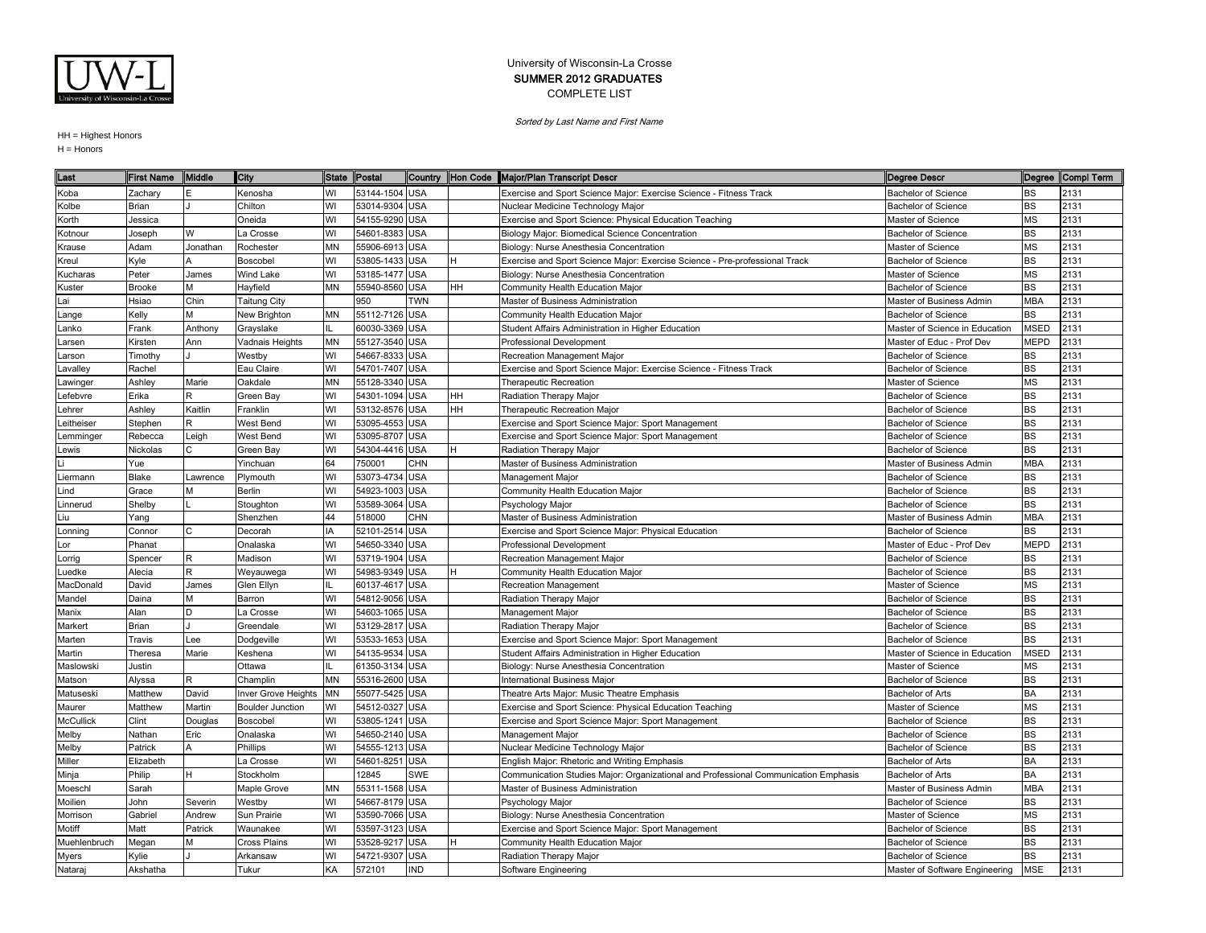University of Wisconsin-La Crosse
**SUMMER 2012 GRADUATES**
COMPLETE LIST

*Sorted by Last Name and First Name*

HH = Highest Honors
H = Honors

| Last | First Name | Middle | City | State | Postal | Country | Hon Code | Major/Plan Transcript Descr | Degree Descr | Degree | Compl Term |
|---|---|---|---|---|---|---|---|---|---|---|---|
| Koba | Zachary | E | Kenosha | WI | 53144-1504 | USA | | Exercise and Sport Science Major: Exercise Science - Fitness Track | Bachelor of Science | BS | 2131 |
| Kolbe | Brian | J | Chilton | WI | 53014-9304 | USA | | Nuclear Medicine Technology Major | Bachelor of Science | BS | 2131 |
| Korth | Jessica | | Oneida | WI | 54155-9290 | USA | | Exercise and Sport Science: Physical Education Teaching | Master of Science | MS | 2131 |
| Kotnour | Joseph | W | La Crosse | WI | 54601-8383 | USA | | Biology Major: Biomedical Science Concentration | Bachelor of Science | BS | 2131 |
| Krause | Adam | Jonathan | Rochester | MN | 55906-6913 | USA | | Biology: Nurse Anesthesia Concentration | Master of Science | MS | 2131 |
| Kreul | Kyle | A | Boscobel | WI | 53805-1433 | USA | H | Exercise and Sport Science Major: Exercise Science - Pre-professional Track | Bachelor of Science | BS | 2131 |
| Kucharas | Peter | James | Wind Lake | WI | 53185-1477 | USA | | Biology: Nurse Anesthesia Concentration | Master of Science | MS | 2131 |
| Kuster | Brooke | M | Hayfield | MN | 55940-8560 | USA | HH | Community Health Education Major | Bachelor of Science | BS | 2131 |
| Lai | Hsiao | Chin | Taitung City | | 950 | TWN | | Master of Business Administration | Master of Business Admin | MBA | 2131 |
| Lange | Kelly | M | New Brighton | MN | 55112-7126 | USA | | Community Health Education Major | Bachelor of Science | BS | 2131 |
| Lanko | Frank | Anthony | Grayslake | IL | 60030-3369 | USA | | Student Affairs Administration in Higher Education | Master of Science in Education | MSED | 2131 |
| Larsen | Kirsten | Ann | Vadnais Heights | MN | 55127-3540 | USA | | Professional Development | Master of Educ - Prof Dev | MEPD | 2131 |
| Larson | Timothy | J | Westby | WI | 54667-8333 | USA | | Recreation Management Major | Bachelor of Science | BS | 2131 |
| Lavalley | Rachel | | Eau Claire | WI | 54701-7407 | USA | | Exercise and Sport Science Major: Exercise Science - Fitness Track | Bachelor of Science | BS | 2131 |
| Lawinger | Ashley | Marie | Oakdale | MN | 55128-3340 | USA | | Therapeutic Recreation | Master of Science | MS | 2131 |
| Lefebvre | Erika | R | Green Bay | WI | 54301-1094 | USA | HH | Radiation Therapy Major | Bachelor of Science | BS | 2131 |
| Lehrer | Ashley | Kaitlin | Franklin | WI | 53132-8576 | USA | HH | Therapeutic Recreation Major | Bachelor of Science | BS | 2131 |
| Leitheiser | Stephen | R | West Bend | WI | 53095-4553 | USA | | Exercise and Sport Science Major: Sport Management | Bachelor of Science | BS | 2131 |
| Lemminger | Rebecca | Leigh | West Bend | WI | 53095-8707 | USA | | Exercise and Sport Science Major: Sport Management | Bachelor of Science | BS | 2131 |
| Lewis | Nickolas | C | Green Bay | WI | 54304-4416 | USA | H | Radiation Therapy Major | Bachelor of Science | BS | 2131 |
| Li | Yue | | Yinchuan | 64 | 750001 | CHN | | Master of Business Administration | Master of Business Admin | MBA | 2131 |
| Liermann | Blake | Lawrence | Plymouth | WI | 53073-4734 | USA | | Management Major | Bachelor of Science | BS | 2131 |
| Lind | Grace | M | Berlin | WI | 54923-1003 | USA | | Community Health Education Major | Bachelor of Science | BS | 2131 |
| Linnerud | Shelby | L | Stoughton | WI | 53589-3064 | USA | | Psychology Major | Bachelor of Science | BS | 2131 |
| Liu | Yang | | Shenzhen | 44 | 518000 | CHN | | Master of Business Administration | Master of Business Admin | MBA | 2131 |
| Lonning | Connor | C | Decorah | IA | 52101-2514 | USA | | Exercise and Sport Science Major: Physical Education | Bachelor of Science | BS | 2131 |
| Lor | Phanat | | Onalaska | WI | 54650-3340 | USA | | Professional Development | Master of Educ - Prof Dev | MEPD | 2131 |
| Lorrig | Spencer | R | Madison | WI | 53719-1904 | USA | | Recreation Management Major | Bachelor of Science | BS | 2131 |
| Luedke | Alecia | R | Weyauwega | WI | 54983-9349 | USA | H | Community Health Education Major | Bachelor of Science | BS | 2131 |
| MacDonald | David | James | Glen Ellyn | IL | 60137-4617 | USA | | Recreation Management | Master of Science | MS | 2131 |
| Mandel | Daina | M | Barron | WI | 54812-9056 | USA | | Radiation Therapy Major | Bachelor of Science | BS | 2131 |
| Manix | Alan | D | La Crosse | WI | 54603-1065 | USA | | Management Major | Bachelor of Science | BS | 2131 |
| Markert | Brian | J | Greendale | WI | 53129-2817 | USA | | Radiation Therapy Major | Bachelor of Science | BS | 2131 |
| Marten | Travis | Lee | Dodgeville | WI | 53533-1653 | USA | | Exercise and Sport Science Major: Sport Management | Bachelor of Science | BS | 2131 |
| Martin | Theresa | Marie | Keshena | WI | 54135-9534 | USA | | Student Affairs Administration in Higher Education | Master of Science in Education | MSED | 2131 |
| Maslowski | Justin | | Ottawa | IL | 61350-3134 | USA | | Biology: Nurse Anesthesia Concentration | Master of Science | MS | 2131 |
| Matson | Alyssa | R | Champlin | MN | 55316-2600 | USA | | International Business Major | Bachelor of Science | BS | 2131 |
| Matuseski | Matthew | David | Inver Grove Heights | MN | 55077-5425 | USA | | Theatre Arts Major: Music Theatre Emphasis | Bachelor of Arts | BA | 2131 |
| Maurer | Matthew | Martin | Boulder Junction | WI | 54512-0327 | USA | | Exercise and Sport Science: Physical Education Teaching | Master of Science | MS | 2131 |
| McCullick | Clint | Douglas | Boscobel | WI | 53805-1241 | USA | | Exercise and Sport Science Major: Sport Management | Bachelor of Science | BS | 2131 |
| Melby | Nathan | Eric | Onalaska | WI | 54650-2140 | USA | | Management Major | Bachelor of Science | BS | 2131 |
| Melby | Patrick | A | Phillips | WI | 54555-1213 | USA | | Nuclear Medicine Technology Major | Bachelor of Science | BS | 2131 |
| Miller | Elizabeth | | La Crosse | WI | 54601-8251 | USA | | English Major: Rhetoric and Writing Emphasis | Bachelor of Arts | BA | 2131 |
| Minja | Philip | H | Stockholm | | 12845 | SWE | | Communication Studies Major: Organizational and Professional Communication Emphasis | Bachelor of Arts | BA | 2131 |
| Moeschl | Sarah | | Maple Grove | MN | 55311-1568 | USA | | Master of Business Administration | Master of Business Admin | MBA | 2131 |
| Moilien | John | Severin | Westby | WI | 54667-8179 | USA | | Psychology Major | Bachelor of Science | BS | 2131 |
| Morrison | Gabriel | Andrew | Sun Prairie | WI | 53590-7066 | USA | | Biology: Nurse Anesthesia Concentration | Master of Science | MS | 2131 |
| Motiff | Matt | Patrick | Waunakee | WI | 53597-3123 | USA | | Exercise and Sport Science Major: Sport Management | Bachelor of Science | BS | 2131 |
| Muehlenbruch | Megan | M | Cross Plains | WI | 53528-9217 | USA | H | Community Health Education Major | Bachelor of Science | BS | 2131 |
| Myers | Kylie | J | Arkansaw | WI | 54721-9307 | USA | | Radiation Therapy Major | Bachelor of Science | BS | 2131 |
| Nataraj | Akshatha | | Tukur | KA | 572101 | IND | | Software Engineering | Master of Software Engineering | MSE | 2131 |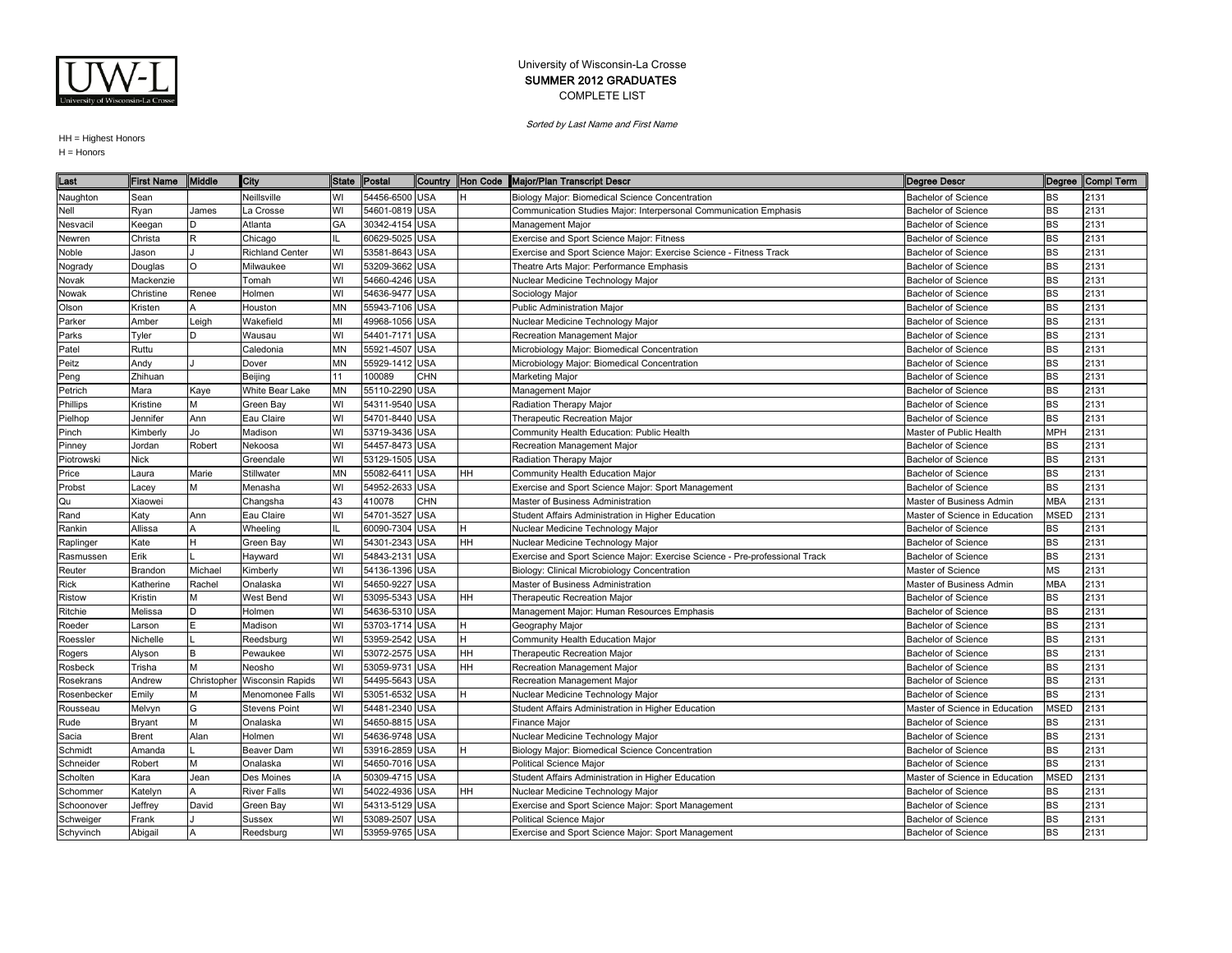University of Wisconsin-La Crosse
**SUMMER 2012 GRADUATES**
COMPLETE LIST

*Sorted by Last Name and First Name*

HH = Highest Honors
H = Honors

| Last | First Name | Middle | City | State | Postal | Country | Hon Code | Major/Plan Transcript Descr | Degree Descr | Degree | Compl Term |
|---|---|---|---|---|---|---|---|---|---|---|---|
| Naughton | Sean | | Neillsville | WI | 54456-6500 | USA | H | Biology Major: Biomedical Science Concentration | Bachelor of Science | BS | 2131 |
| Nell | Ryan | James | La Crosse | WI | 54601-0819 | USA | | Communication Studies Major: Interpersonal Communication Emphasis | Bachelor of Science | BS | 2131 |
| Nesvacil | Keegan | D | Atlanta | GA | 30342-4154 | USA | | Management Major | Bachelor of Science | BS | 2131 |
| Newren | Christa | R | Chicago | IL | 60629-5025 | USA | | Exercise and Sport Science Major: Fitness | Bachelor of Science | BS | 2131 |
| Noble | Jason | J | Richland Center | WI | 53581-8643 | USA | | Exercise and Sport Science Major: Exercise Science - Fitness Track | Bachelor of Science | BS | 2131 |
| Nogrady | Douglas | O | Milwaukee | WI | 53209-3662 | USA | | Theatre Arts Major: Performance Emphasis | Bachelor of Science | BS | 2131 |
| Novak | Mackenzie | | Tomah | WI | 54660-4246 | USA | | Nuclear Medicine Technology Major | Bachelor of Science | BS | 2131 |
| Nowak | Christine | Renee | Holmen | WI | 54636-9477 | USA | | Sociology Major | Bachelor of Science | BS | 2131 |
| Olson | Kristen | A | Houston | MN | 55943-7106 | USA | | Public Administration Major | Bachelor of Science | BS | 2131 |
| Parker | Amber | Leigh | Wakefield | MI | 49968-1056 | USA | | Nuclear Medicine Technology Major | Bachelor of Science | BS | 2131 |
| Parks | Tyler | D | Wausau | WI | 54401-7171 | USA | | Recreation Management Major | Bachelor of Science | BS | 2131 |
| Patel | Ruttu | | Caledonia | MN | 55921-4507 | USA | | Microbiology Major: Biomedical Concentration | Bachelor of Science | BS | 2131 |
| Peitz | Andy | J | Dover | MN | 55929-1412 | USA | | Microbiology Major: Biomedical Concentration | Bachelor of Science | BS | 2131 |
| Peng | Zhihuan | | Beijing | 11 | 100089 | CHN | | Marketing Major | Bachelor of Science | BS | 2131 |
| Petrich | Mara | Kaye | White Bear Lake | MN | 55110-2290 | USA | | Management Major | Bachelor of Science | BS | 2131 |
| Phillips | Kristine | M | Green Bay | WI | 54311-9540 | USA | | Radiation Therapy Major | Bachelor of Science | BS | 2131 |
| Pielhop | Jennifer | Ann | Eau Claire | WI | 54701-8440 | USA | | Therapeutic Recreation Major | Bachelor of Science | BS | 2131 |
| Pinch | Kimberly | Jo | Madison | WI | 53719-3436 | USA | | Community Health Education: Public Health | Master of Public Health | MPH | 2131 |
| Pinney | Jordan | Robert | Nekoosa | WI | 54457-8473 | USA | | Recreation Management Major | Bachelor of Science | BS | 2131 |
| Piotrowski | Nick | | Greendale | WI | 53129-1505 | USA | | Radiation Therapy Major | Bachelor of Science | BS | 2131 |
| Price | Laura | Marie | Stillwater | MN | 55082-6411 | USA | HH | Community Health Education Major | Bachelor of Science | BS | 2131 |
| Probst | Lacey | M | Menasha | WI | 54952-2633 | USA | | Exercise and Sport Science Major: Sport Management | Bachelor of Science | BS | 2131 |
| Qu | Xiaowei | | Changsha | 43 | 410078 | CHN | | Master of Business Administration | Master of Business Admin | MBA | 2131 |
| Rand | Katy | Ann | Eau Claire | WI | 54701-3527 | USA | | Student Affairs Administration in Higher Education | Master of Science in Education | MSED | 2131 |
| Rankin | Allissa | A | Wheeling | IL | 60090-7304 | USA | H | Nuclear Medicine Technology Major | Bachelor of Science | BS | 2131 |
| Raplinger | Kate | H | Green Bay | WI | 54301-2343 | USA | HH | Nuclear Medicine Technology Major | Bachelor of Science | BS | 2131 |
| Rasmussen | Erik | L | Hayward | WI | 54843-2131 | USA | | Exercise and Sport Science Major: Exercise Science - Pre-professional Track | Bachelor of Science | BS | 2131 |
| Reuter | Brandon | Michael | Kimberly | WI | 54136-1396 | USA | | Biology: Clinical Microbiology Concentration | Master of Science | MS | 2131 |
| Rick | Katherine | Rachel | Onalaska | WI | 54650-9227 | USA | | Master of Business Administration | Master of Business Admin | MBA | 2131 |
| Ristow | Kristin | M | West Bend | WI | 53095-5343 | USA | HH | Therapeutic Recreation Major | Bachelor of Science | BS | 2131 |
| Ritchie | Melissa | D | Holmen | WI | 54636-5310 | USA | | Management Major: Human Resources Emphasis | Bachelor of Science | BS | 2131 |
| Roeder | Larson | E | Madison | WI | 53703-1714 | USA | H | Geography Major | Bachelor of Science | BS | 2131 |
| Roessler | Nichelle | L | Reedsburg | WI | 53959-2542 | USA | H | Community Health Education Major | Bachelor of Science | BS | 2131 |
| Rogers | Alyson | B | Pewaukee | WI | 53072-2575 | USA | HH | Therapeutic Recreation Major | Bachelor of Science | BS | 2131 |
| Rosbeck | Trisha | M | Neosho | WI | 53059-9731 | USA | HH | Recreation Management Major | Bachelor of Science | BS | 2131 |
| Rosekrans | Andrew | Christopher | Wisconsin Rapids | WI | 54495-5643 | USA | | Recreation Management Major | Bachelor of Science | BS | 2131 |
| Rosenbecker | Emily | M | Menomonee Falls | WI | 53051-6532 | USA | H | Nuclear Medicine Technology Major | Bachelor of Science | BS | 2131 |
| Rousseau | Melvyn | G | Stevens Point | WI | 54481-2340 | USA | | Student Affairs Administration in Higher Education | Master of Science in Education | MSED | 2131 |
| Rude | Bryant | M | Onalaska | WI | 54650-8815 | USA | | Finance Major | Bachelor of Science | BS | 2131 |
| Sacia | Brent | Alan | Holmen | WI | 54636-9748 | USA | | Nuclear Medicine Technology Major | Bachelor of Science | BS | 2131 |
| Schmidt | Amanda | L | Beaver Dam | WI | 53916-2859 | USA | H | Biology Major: Biomedical Science Concentration | Bachelor of Science | BS | 2131 |
| Schneider | Robert | M | Onalaska | WI | 54650-7016 | USA | | Political Science Major | Bachelor of Science | BS | 2131 |
| Scholten | Kara | Jean | Des Moines | IA | 50309-4715 | USA | | Student Affairs Administration in Higher Education | Master of Science in Education | MSED | 2131 |
| Schommer | Katelyn | A | River Falls | WI | 54022-4936 | USA | HH | Nuclear Medicine Technology Major | Bachelor of Science | BS | 2131 |
| Schoonover | Jeffrey | David | Green Bay | WI | 54313-5129 | USA | | Exercise and Sport Science Major: Sport Management | Bachelor of Science | BS | 2131 |
| Schweiger | Frank | J | Sussex | WI | 53089-2507 | USA | | Political Science Major | Bachelor of Science | BS | 2131 |
| Schyvinch | Abigail | A | Reedsburg | WI | 53959-9765 | USA | | Exercise and Sport Science Major: Sport Management | Bachelor of Science | BS | 2131 |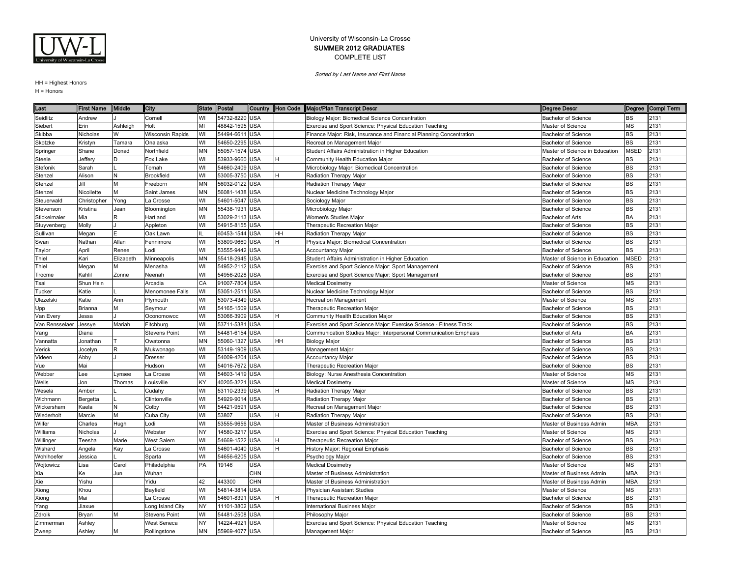University of Wisconsin-La Crosse
**SUMMER 2012 GRADUATES**
COMPLETE LIST

*Sorted by Last Name and First Name*

HH = Highest Honors
H = Honors

| Last | First Name | Middle | City | State | Postal | Country | Hon Code | Major/Plan Transcript Descr | Degree Descr | Degree | Compl Term |
|---|---|---|---|---|---|---|---|---|---|---|---|
| Seidlitz | Andrew | J | Cornell | WI | 54732-8220 | USA | | Biology Major: Biomedical Science Concentration | Bachelor of Science | BS | 2131 |
| Siebert | Erin | Ashleigh | Holt | MI | 48842-1595 | USA | | Exercise and Sport Science: Physical Education Teaching | Master of Science | MS | 2131 |
| Skibba | Nicholas | W | Wisconsin Rapids | WI | 54494-6611 | USA | | Finance Major: Risk, Insurance and Financial Planning Concentration | Bachelor of Science | BS | 2131 |
| Skotzke | Kristyn | Tamara | Onalaska | WI | 54650-2295 | USA | | Recreation Management Major | Bachelor of Science | BS | 2131 |
| Springer | Shane | Donad | Northfield | MN | 55057-1574 | USA | | Student Affairs Administration in Higher Education | Master of Science in Education | MSED | 2131 |
| Steele | Jeffery | D | Fox Lake | WI | 53933-9660 | USA | H | Community Health Education Major | Bachelor of Science | BS | 2131 |
| Stefonik | Sarah | L | Tomah | WI | 54660-2409 | USA | | Microbiology Major: Biomedical Concentration | Bachelor of Science | BS | 2131 |
| Stenzel | Alison | N | Brookfield | WI | 53005-3750 | USA | H | Radiation Therapy Major | Bachelor of Science | BS | 2131 |
| Stenzel | Jill | M | Freeborn | MN | 56032-0122 | USA | | Radiation Therapy Major | Bachelor of Science | BS | 2131 |
| Stenzel | Nicollette | M | Saint James | MN | 56081-1438 | USA | | Nuclear Medicine Technology Major | Bachelor of Science | BS | 2131 |
| Steuerwald | Christopher | Yong | La Crosse | WI | 54601-5047 | USA | | Sociology Major | Bachelor of Science | BS | 2131 |
| Stevenson | Kristina | Jean | Bloomington | MN | 55438-1931 | USA | | Microbiology Major | Bachelor of Science | BS | 2131 |
| Stickelmaier | Mia | R | Hartland | WI | 53029-2113 | USA | | Women's Studies Major | Bachelor of Arts | BA | 2131 |
| Stuyvenberg | Molly | J | Appleton | WI | 54915-8155 | USA | | Therapeutic Recreation Major | Bachelor of Science | BS | 2131 |
| Sullivan | Megan | E | Oak Lawn | IL | 60453-1544 | USA | HH | Radiation Therapy Major | Bachelor of Science | BS | 2131 |
| Swan | Nathan | Allan | Fennimore | WI | 53809-9660 | USA | H | Physics Major: Biomedical Concentration | Bachelor of Science | BS | 2131 |
| Taylor | April | Renee | Lodi | WI | 53555-9442 | USA | | Accountancy Major | Bachelor of Science | BS | 2131 |
| Thiel | Kari | Elizabeth | Minneapolis | MN | 55418-2945 | USA | | Student Affairs Administration in Higher Education | Master of Science in Education | MSED | 2131 |
| Thiel | Megan | M | Menasha | WI | 54952-2112 | USA | | Exercise and Sport Science Major: Sport Management | Bachelor of Science | BS | 2131 |
| Trocme | Kahlil | Zonne | Neenah | WI | 54956-2028 | USA | | Exercise and Sport Science Major: Sport Management | Bachelor of Science | BS | 2131 |
| Tsai | Shun Hsin | | Arcadia | CA | 91007-7804 | USA | | Medical Dosimetry | Master of Science | MS | 2131 |
| Tucker | Katie | L | Menomonee Falls | WI | 53051-2511 | USA | | Nuclear Medicine Technology Major | Bachelor of Science | BS | 2131 |
| Ulezelski | Katie | Ann | Plymouth | WI | 53073-4349 | USA | | Recreation Management | Master of Science | MS | 2131 |
| Upp | Brianna | M | Seymour | WI | 54165-1509 | USA | | Therapeutic Recreation Major | Bachelor of Science | BS | 2131 |
| Van Every | Jessa | J | Oconomowoc | WI | 53066-3909 | USA | H | Community Health Education Major | Bachelor of Science | BS | 2131 |
| Van Rensselaer | Jessye | Mariah | Fitchburg | WI | 53711-5381 | USA | | Exercise and Sport Science Major: Exercise Science - Fitness Track | Bachelor of Science | BS | 2131 |
| Vang | Diana | | Stevens Point | WI | 54481-6154 | USA | | Communication Studies Major: Interpersonal Communication Emphasis | Bachelor of Arts | BA | 2131 |
| Vannatta | Jonathan | T | Owatonna | MN | 55060-1327 | USA | HH | Biology Major | Bachelor of Science | BS | 2131 |
| Verick | Jocelyn | R | Mukwonago | WI | 53149-1909 | USA | | Management Major | Bachelor of Science | BS | 2131 |
| Videen | Abby | J | Dresser | WI | 54009-4204 | USA | | Accountancy Major | Bachelor of Science | BS | 2131 |
| Vue | Mai | | Hudson | WI | 54016-7672 | USA | | Therapeutic Recreation Major | Bachelor of Science | BS | 2131 |
| Webber | Lee | Lynsee | La Crosse | WI | 54603-1419 | USA | | Biology: Nurse Anesthesia Concentration | Master of Science | MS | 2131 |
| Wells | Jon | Thomas | Louisville | KY | 40205-3221 | USA | | Medical Dosimetry | Master of Science | MS | 2131 |
| Wesela | Amber | L | Cudahy | WI | 53110-2339 | USA | H | Radiation Therapy Major | Bachelor of Science | BS | 2131 |
| Wichmann | Bergetta | L | Clintonville | WI | 54929-9014 | USA | | Radiation Therapy Major | Bachelor of Science | BS | 2131 |
| Wickersham | Kaela | N | Colby | WI | 54421-9591 | USA | | Recreation Management Major | Bachelor of Science | BS | 2131 |
| Wiederholt | Marcie | M | Cuba City | WI | 53807 | USA | H | Radiation Therapy Major | Bachelor of Science | BS | 2131 |
| Wilfer | Charles | Hugh | Lodi | WI | 53555-9656 | USA | | Master of Business Administration | Master of Business Admin | MBA | 2131 |
| Williams | Nicholas | J | Webster | NY | 14580-3217 | USA | | Exercise and Sport Science: Physical Education Teaching | Master of Science | MS | 2131 |
| Willinger | Teesha | Marie | West Salem | WI | 54669-1522 | USA | H | Therapeutic Recreation Major | Bachelor of Science | BS | 2131 |
| Wishard | Angela | Kay | La Crosse | WI | 54601-4040 | USA | H | History Major: Regional Emphasis | Bachelor of Science | BS | 2131 |
| Wohlhoefer | Jessica | L | Sparta | WI | 54656-6205 | USA | | Psychology Major | Bachelor of Science | BS | 2131 |
| Wojtowicz | Lisa | Carol | Philadelphia | PA | 19146 | USA | | Medical Dosimetry | Master of Science | MS | 2131 |
| Xia | Ke | Jun | Wuhan | | | CHN | | Master of Business Administration | Master of Business Admin | MBA | 2131 |
| Xie | Yishu | | Yidu | 42 | 443300 | CHN | | Master of Business Administration | Master of Business Admin | MBA | 2131 |
| Xiong | Khou | | Bayfield | WI | 54814-3814 | USA | | Physician Assistant Studies | Master of Science | MS | 2131 |
| Xiong | Mai | | La Crosse | WI | 54601-8391 | USA | H | Therapeutic Recreation Major | Bachelor of Science | BS | 2131 |
| Yang | Jiaxue | | Long Island City | NY | 11101-3802 | USA | | International Business Major | Bachelor of Science | BS | 2131 |
| Zdroik | Bryan | M | Stevens Point | WI | 54481-2508 | USA | | Philosophy Major | Bachelor of Science | BS | 2131 |
| Zimmerman | Ashley | | West Seneca | NY | 14224-4921 | USA | | Exercise and Sport Science: Physical Education Teaching | Master of Science | MS | 2131 |
| Zweep | Ashley | M | Rollingstone | MN | 55969-4077 | USA | | Management Major | Bachelor of Science | BS | 2131 |